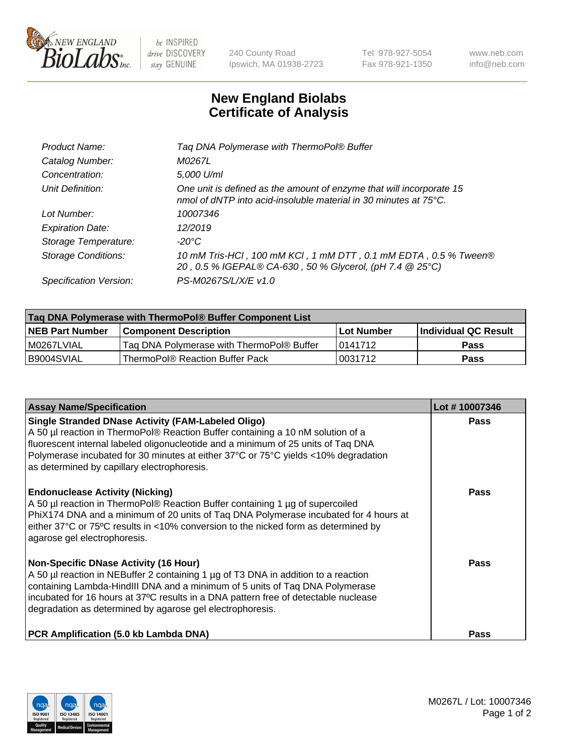# New England Biolabs
# Certificate of Analysis

| | |
|---|---|
| *Product Name:* | *Taq DNA Polymerase with ThermoPol® Buffer* |
| *Catalog Number:* | *M0267L* |
| *Concentration:* | *5,000 U/ml* |
| *Unit Definition:* | *One unit is defined as the amount of enzyme that will incorporate 15 nmol of dNTP into acid-insoluble material in 30 minutes at 75°C.* |
| *Lot Number:* | *10007346* |
| *Expiration Date:* | *12/2019* |
| *Storage Temperature:* | *-20°C* |
| *Storage Conditions:* | *10 mM Tris-HCl , 100 mM KCl , 1 mM DTT , 0.1 mM EDTA , 0.5 % Tween® 20 , 0.5 % IGEPAL® CA-630 , 50 % Glycerol, (pH 7.4 @ 25°C)* |
| *Specification Version:* | *PS-M0267S/L/X/E v1.0* |

| Taq DNA Polymerase with ThermoPol® Buffer Component List | | | |
|---|---|---|---|
| **NEB Part Number** | **Component Description** | **Lot Number** | **Individual QC Result** |
| M0267LVIAL | Taq DNA Polymerase with ThermoPol® Buffer | 0141712 | **Pass** |
| B9004SVIAL | ThermoPol® Reaction Buffer Pack | 0031712 | **Pass** |

| Assay Name/Specification | Lot # 10007346 |
|---|---|
| **Single Stranded DNase Activity (FAM-Labeled Oligo)**<br>A 50 µl reaction in ThermoPol® Reaction Buffer containing a 10 nM solution of a fluorescent internal labeled oligonucleotide and a minimum of 25 units of Taq DNA Polymerase incubated for 30 minutes at either 37°C or 75°C yields <10% degradation as determined by capillary electrophoresis. | **Pass** |
| **Endonuclease Activity (Nicking)**<br>A 50 µl reaction in ThermoPol® Reaction Buffer containing 1 µg of supercoiled PhiX174 DNA and a minimum of 20 units of Taq DNA Polymerase incubated for 4 hours at either 37°C or 75ºC results in <10% conversion to the nicked form as determined by agarose gel electrophoresis. | **Pass** |
| **Non-Specific DNase Activity (16 Hour)**<br>A 50 µl reaction in NEBuffer 2 containing 1 µg of T3 DNA in addition to a reaction containing Lambda-HindIII DNA and a minimum of 5 units of Taq DNA Polymerase incubated for 16 hours at 37ºC results in a DNA pattern free of detectable nuclease degradation as determined by agarose gel electrophoresis. | **Pass** |
| **PCR Amplification (5.0 kb Lambda DNA)** | **Pass** |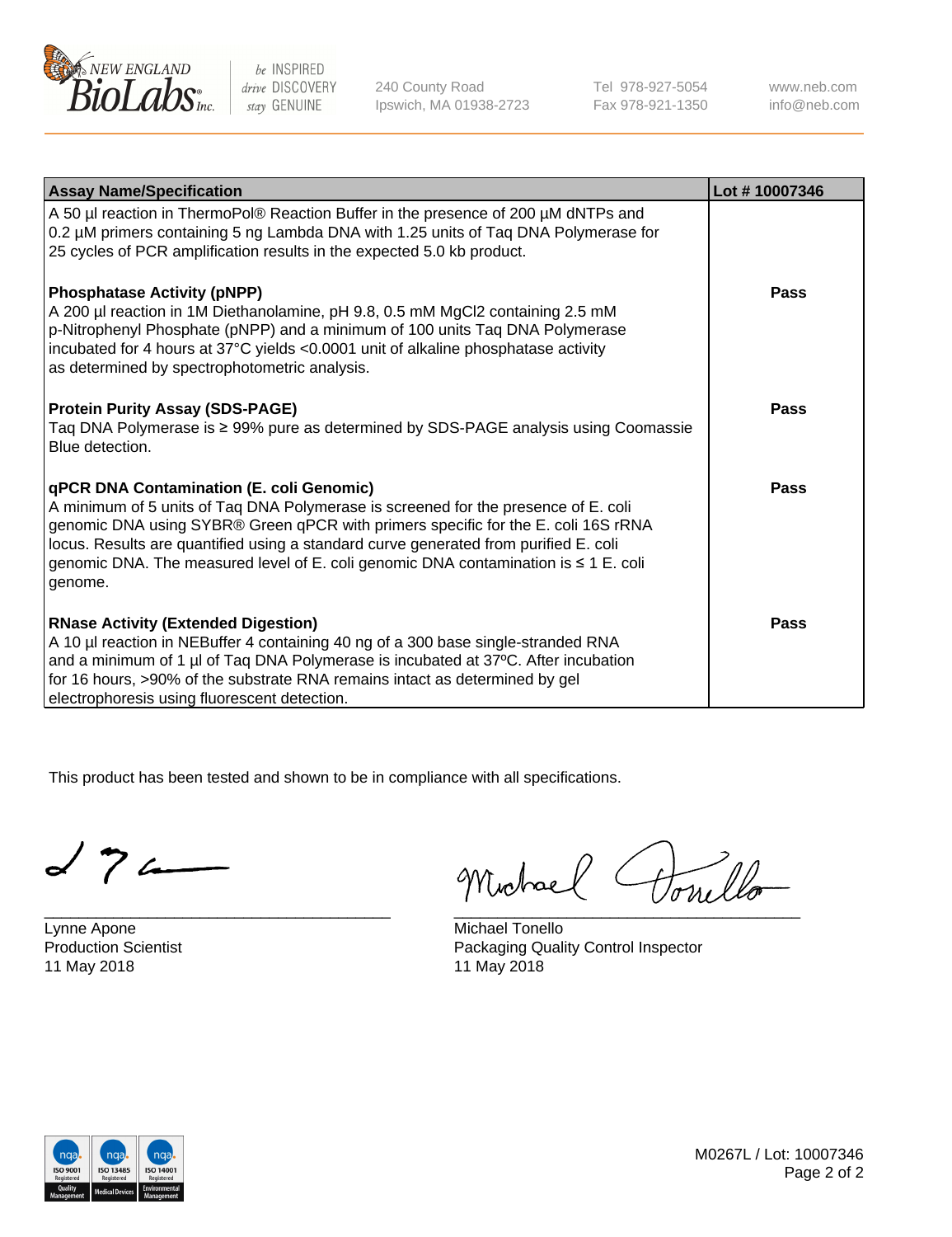240 County Road
Ipswich, MA 01938-2723

Tel 978-927-5054
Fax 978-921-1350

www.neb.com
info@neb.com

| Assay Name/Specification | Lot # 10007346 |
|---|---|
| A 50 µl reaction in ThermoPol® Reaction Buffer in the presence of 200 µM dNTPs and 0.2 µM primers containing 5 ng Lambda DNA with 1.25 units of Taq DNA Polymerase for 25 cycles of PCR amplification results in the expected 5.0 kb product. | |
| **Phosphatase Activity (pNPP)**<br>A 200 µl reaction in 1M Diethanolamine, pH 9.8, 0.5 mM $MgCl_2$ containing 2.5 mM p-Nitrophenyl Phosphate (pNPP) and a minimum of 100 units Taq DNA Polymerase incubated for 4 hours at 37°C yields <0.0001 unit of alkaline phosphatase activity as determined by spectrophotometric analysis. | **Pass** |
| **Protein Purity Assay (SDS-PAGE)**<br>Taq DNA Polymerase is ≥ 99% pure as determined by SDS-PAGE analysis using Coomassie Blue detection. | **Pass** |
| **qPCR DNA Contamination (E. coli Genomic)**<br>A minimum of 5 units of Taq DNA Polymerase is screened for the presence of E. coli genomic DNA using SYBR® Green qPCR with primers specific for the E. coli 16S rRNA locus. Results are quantified using a standard curve generated from purified E. coli genomic DNA. The measured level of E. coli genomic DNA contamination is ≤ 1 E. coli genome. | **Pass** |
| **RNase Activity (Extended Digestion)**<br>A 10 µl reaction in NEBuffer 4 containing 40 ng of a 300 base single-stranded RNA and a minimum of 1 µl of Taq DNA Polymerase is incubated at 37ºC. After incubation for 16 hours, >90% of the substrate RNA remains intact as determined by gel electrophoresis using fluorescent detection. | **Pass** |

This product has been tested and shown to be in compliance with all specifications.

Lynne Apone
Production Scientist
11 May 2018

Michael Tonello
Packaging Quality Control Inspector
11 May 2018

M0267L / Lot: 10007346